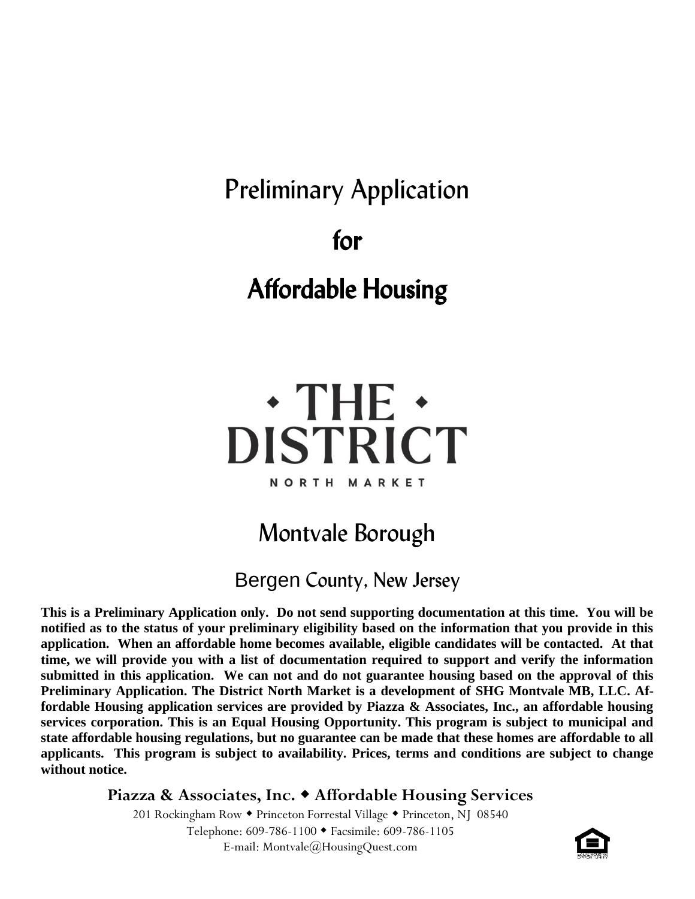# Preliminary Application

# for

# Affordable Housing

◆ THE ◆
**DISTRICT**
NORTH MARKET

## Montvale Borough

### Bergen County, New Jersey

**This is a Preliminary Application only. Do not send supporting documentation at this time. You will be notified as to the status of your preliminary eligibility based on the information that you provide in this application. When an affordable home becomes available, eligible candidates will be contacted. At that time, we will provide you with a list of documentation required to support and verify the information submitted in this application. We can not and do not guarantee housing based on the approval of this Preliminary Application. The District North Market is a development of SHG Montvale MB, LLC. Affordable Housing application services are provided by Piazza & Associates, Inc., an affordable housing services corporation. This is an Equal Housing Opportunity. This program is subject to municipal and state affordable housing regulations, but no guarantee can be made that these homes are affordable to all applicants. This program is subject to availability. Prices, terms and conditions are subject to change without notice.**

**Piazza & Associates, Inc. ◆ Affordable Housing Services**

201 Rockingham Row ◆ Princeton Forrestal Village ◆ Princeton, NJ 08540
Telephone: 609-786-1100 ◆ Facsimile: 609-786-1105
E-mail: Montvale@HousingQuest.com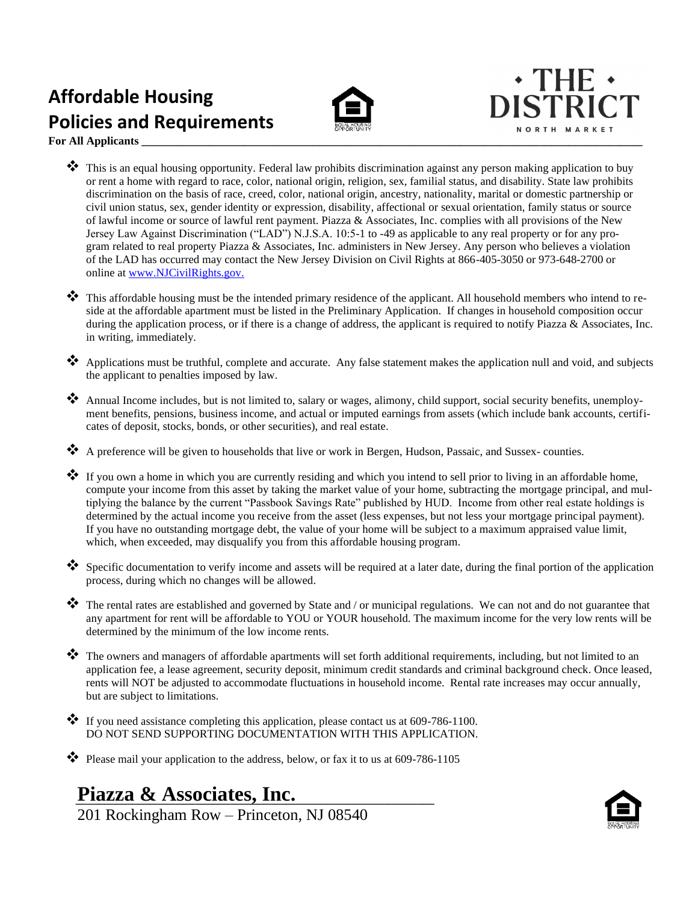# Affordable Housing Policies and Requirements

THE DISTRICT
NORTH MARKET

**For All Applicants**

- This is an equal housing opportunity. Federal law prohibits discrimination against any person making application to buy or rent a home with regard to race, color, national origin, religion, sex, familial status, and disability. State law prohibits discrimination on the basis of race, creed, color, national origin, ancestry, nationality, marital or domestic partnership or civil union status, sex, gender identity or expression, disability, affectional or sexual orientation, family status or source of lawful income or source of lawful rent payment. Piazza & Associates, Inc. complies with all provisions of the New Jersey Law Against Discrimination ("LAD") N.J.S.A. 10:5-1 to -49 as applicable to any real property or for any program related to real property Piazza & Associates, Inc. administers in New Jersey. Any person who believes a violation of the LAD has occurred may contact the New Jersey Division on Civil Rights at 866-405-3050 or 973-648-2700 or online at [www.NJCivilRights.gov.](http://www.NJCivilRights.gov)

- This affordable housing must be the intended primary residence of the applicant. All household members who intend to reside at the affordable apartment must be listed in the Preliminary Application. If changes in household composition occur during the application process, or if there is a change of address, the applicant is required to notify Piazza & Associates, Inc. in writing, immediately.

- Applications must be truthful, complete and accurate. Any false statement makes the application null and void, and subjects the applicant to penalties imposed by law.

- Annual Income includes, but is not limited to, salary or wages, alimony, child support, social security benefits, unemployment benefits, pensions, business income, and actual or imputed earnings from assets (which include bank accounts, certificates of deposit, stocks, bonds, or other securities), and real estate.

- A preference will be given to households that live or work in Bergen, Hudson, Passaic, and Sussex- counties.

- If you own a home in which you are currently residing and which you intend to sell prior to living in an affordable home, compute your income from this asset by taking the market value of your home, subtracting the mortgage principal, and multiplying the balance by the current "Passbook Savings Rate" published by HUD. Income from other real estate holdings is determined by the actual income you receive from the asset (less expenses, but not less your mortgage principal payment). If you have no outstanding mortgage debt, the value of your home will be subject to a maximum appraised value limit, which, when exceeded, may disqualify you from this affordable housing program.

- Specific documentation to verify income and assets will be required at a later date, during the final portion of the application process, during which no changes will be allowed.

- The rental rates are established and governed by State and / or municipal regulations. We can not and do not guarantee that any apartment for rent will be affordable to YOU or YOUR household. The maximum income for the very low rents will be determined by the minimum of the low income rents.

- The owners and managers of affordable apartments will set forth additional requirements, including, but not limited to an application fee, a lease agreement, security deposit, minimum credit standards and criminal background check. Once leased, rents will NOT be adjusted to accommodate fluctuations in household income. Rental rate increases may occur annually, but are subject to limitations.

- If you need assistance completing this application, please contact us at 609-786-1100.
DO NOT SEND SUPPORTING DOCUMENTATION WITH THIS APPLICATION.

- Please mail your application to the address, below, or fax it to us at 609-786-1105

## Piazza & Associates, Inc.

201 Rockingham Row – Princeton, NJ 08540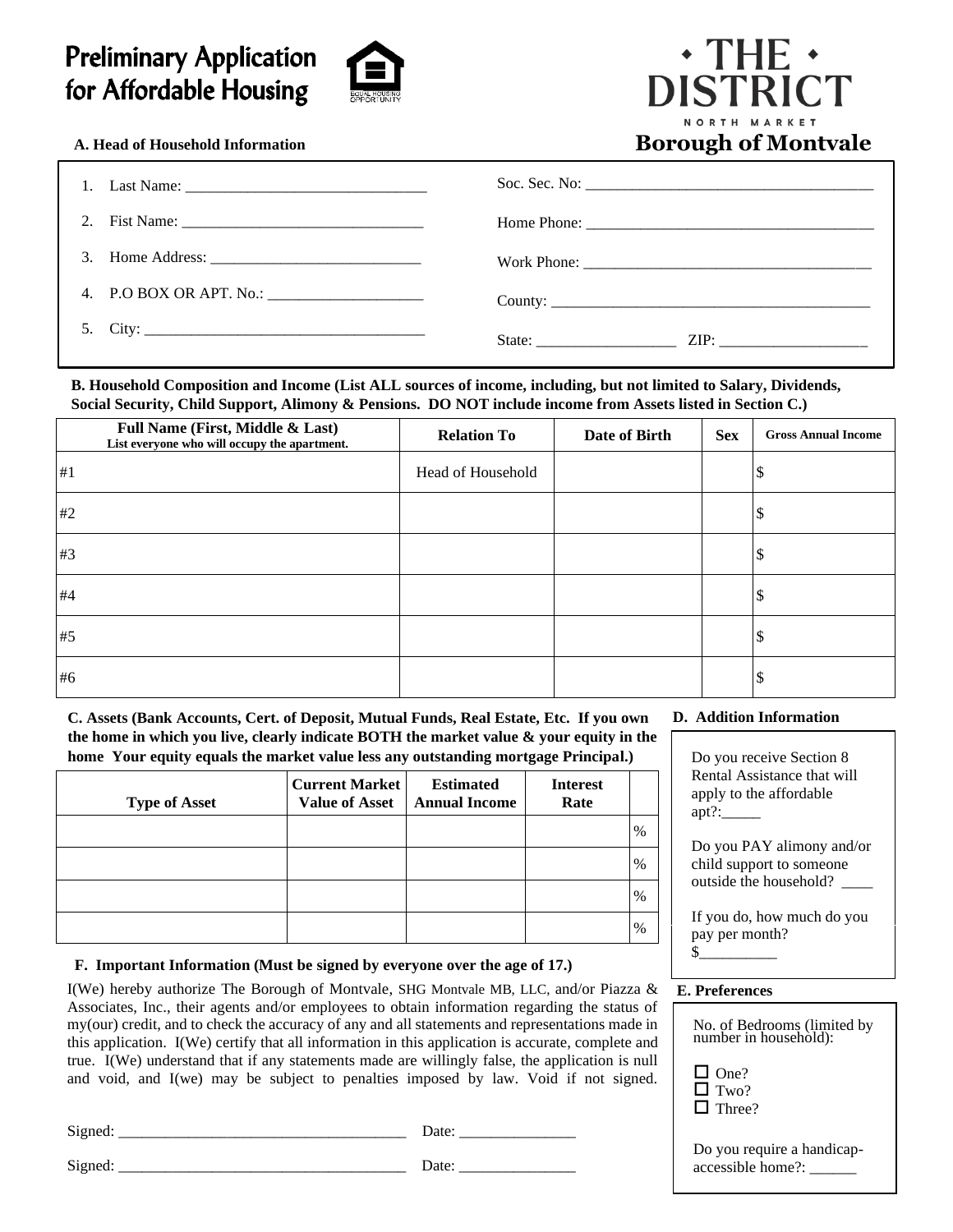# Preliminary Application for Affordable Housing

**THE DISTRICT**
NORTH MARKET
**Borough of Montvale**

### A. Head of Household Information

1. Last Name: ______________________________
2. Fist Name: ______________________________
3. Home Address: ___________________________
4. P.O BOX OR APT. No.: ____________________
5. City: ___________________________________

Soc. Sec. No: ___________________________________

Home Phone: ___________________________________

Work Phone: ___________________________________

County: ___________________________________

State: __________________ ZIP: ___________________

### B. Household Composition and Income (List ALL sources of income, including, but not limited to Salary, Dividends, Social Security, Child Support, Alimony & Pensions. DO NOT include income from Assets listed in Section C.)

| Full Name (First, Middle & Last) List everyone who will occupy the apartment. | Relation To | Date of Birth | Sex | Gross Annual Income |
|---|---|---|---|---|
| #1 | Head of Household | | | $ |
| #2 | | | | $ |
| #3 | | | | $ |
| #4 | | | | $ |
| #5 | | | | $ |
| #6 | | | | $ |

### C. Assets (Bank Accounts, Cert. of Deposit, Mutual Funds, Real Estate, Etc. If you own the home in which you live, clearly indicate BOTH the market value & your equity in the home Your equity equals the market value less any outstanding mortgage Principal.)

| Type of Asset | Current Market Value of Asset | Estimated Annual Income | Interest Rate | |
|---|---|---|---|---|
| | | | | % |
| | | | | % |
| | | | | % |
| | | | | % |

### D. Addition Information

Do you receive Section 8 Rental Assistance that will apply to the affordable apt?:_____

Do you PAY alimony and/or child support to someone outside the household? ____

If you do, how much do you pay per month? $__________

### E. Preferences

No. of Bedrooms (limited by number in household):

- ☐ One?
- ☐ Two?
- ☐ Three?

Do you require a handicap-accessible home?: ______

### F. Important Information (Must be signed by everyone over the age of 17.)

I(We) hereby authorize The Borough of Montvale, SHG Montvale MB, LLC, and/or Piazza & Associates, Inc., their agents and/or employees to obtain information regarding the status of my(our) credit, and to check the accuracy of any and all statements and representations made in this application. I(We) certify that all information in this application is accurate, complete and true. I(We) understand that if any statements made are willingly false, the application is null and void, and I(we) may be subject to penalties imposed by law. Void if not signed.

Signed: _____________________________________ Date: _______________

Signed: _____________________________________ Date: _______________